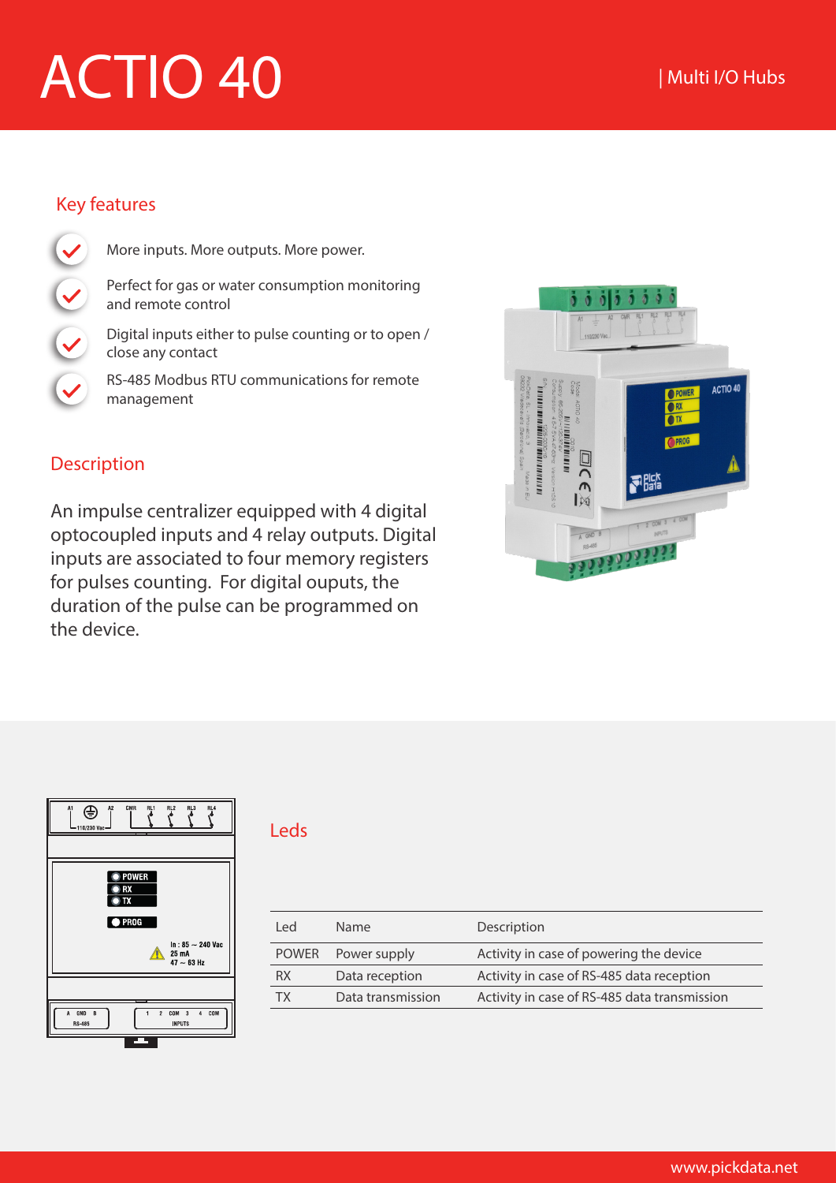# ACTIO 40

| Multi I/O Hubs

## Key features

- More inputs. More outputs. More power.
- Perfect for gas or water consumption monitoring and remote control
- Digital inputs either to pulse counting or to open / close any contact
- RS-485 Modbus RTU communications for remote management

## Description

An impulse centralizer equipped with 4 digital optocoupled inputs and 4 relay outputs. Digital inputs are associated to four memory registers for pulses counting. For digital ouputs, the duration of the pulse can be programmed on the device.

## Leds

| Led | Name | Description |
|---|---|---|
| POWER | Power supply | Activity in case of powering the device |
| RX | Data reception | Activity in case of RS-485 data reception |
| TX | Data transmission | Activity in case of RS-485 data transmission |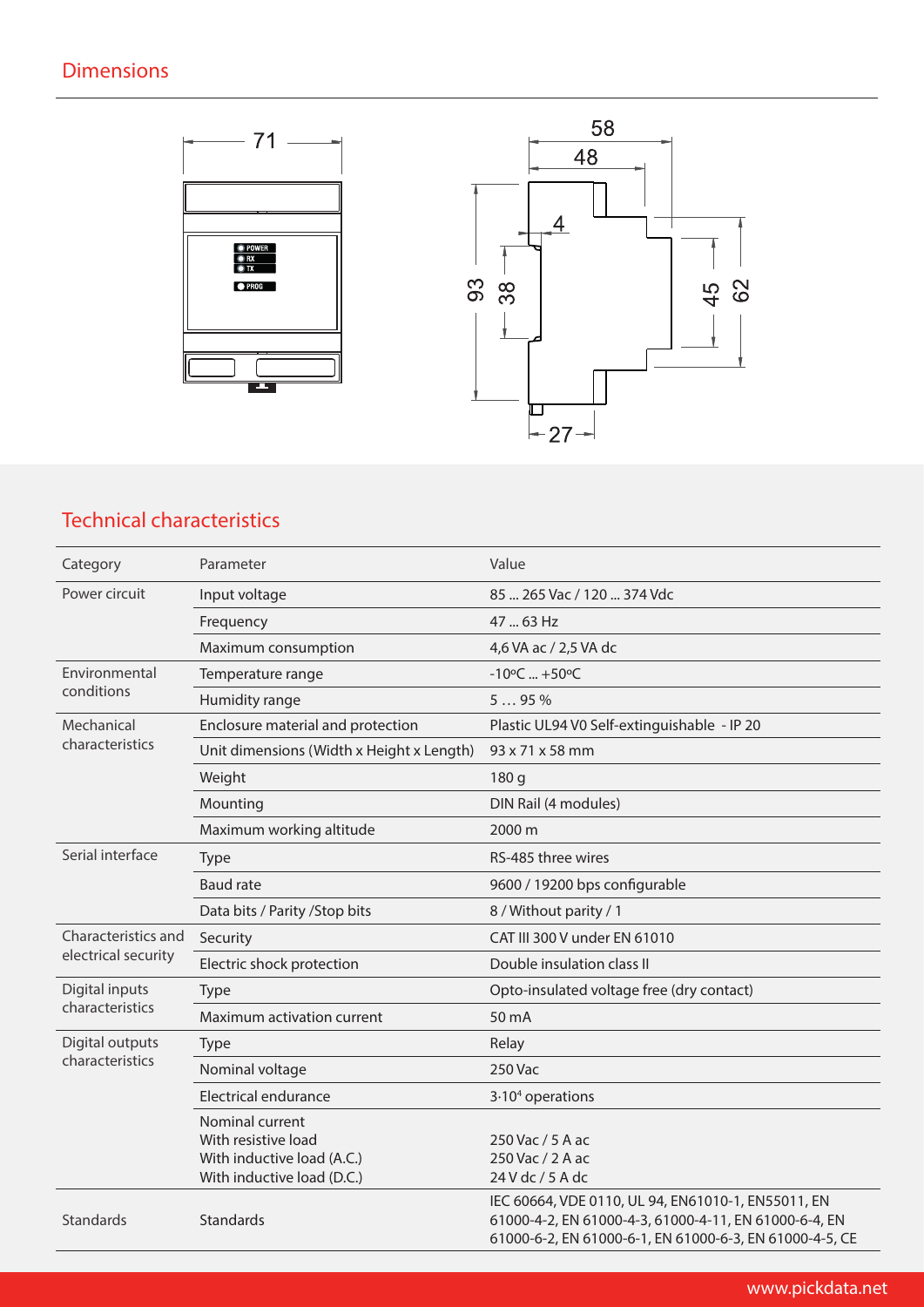## Dimensions

71

POWER
RX
TX
PROG

58
48
4
93
38
45
62
27

## Technical characteristics

| Category | Parameter | Value |
|---|---|---|
| Power circuit | Input voltage | 85 ... 265 Vac / 120 ... 374 Vdc |
| | Frequency | 47 ... 63 Hz |
| | Maximum consumption | 4,6 VA ac / 2,5 VA dc |
| Environmental conditions | Temperature range | -10ºC ... +50ºC |
| | Humidity range | 5 … 95 % |
| Mechanical characteristics | Enclosure material and protection | Plastic UL94 V0 Self-extinguishable - IP 20 |
| | Unit dimensions (Width x Height x Length) | 93 x 71 x 58 mm |
| | Weight | 180 g |
| | Mounting | DIN Rail (4 modules) |
| | Maximum working altitude | 2000 m |
| Serial interface | Type | RS-485 three wires |
| | Baud rate | 9600 / 19200 bps configurable |
| | Data bits / Parity /Stop bits | 8 / Without parity / 1 |
| Characteristics and electrical security | Security | CAT III 300 V under EN 61010 |
| | Electric shock protection | Double insulation class II |
| Digital inputs characteristics | Type | Opto-insulated voltage free (dry contact) |
| | Maximum activation current | 50 mA |
| Digital outputs characteristics | Type | Relay |
| | Nominal voltage | 250 Vac |
| | Electrical endurance | $3 \cdot 10^4$ operations |
| | Nominal current<br>With resistive load<br>With inductive load (A.C.)<br>With inductive load (D.C.) | <br>250 Vac / 5 A ac<br>250 Vac / 2 A ac<br>24 V dc / 5 A dc |
| Standards | Standards | IEC 60664, VDE 0110, UL 94, EN61010-1, EN55011, EN 61000-4-2, EN 61000-4-3, 61000-4-11, EN 61000-6-4, EN 61000-6-2, EN 61000-6-1, EN 61000-6-3, EN 61000-4-5, CE |

www.pickdata.net